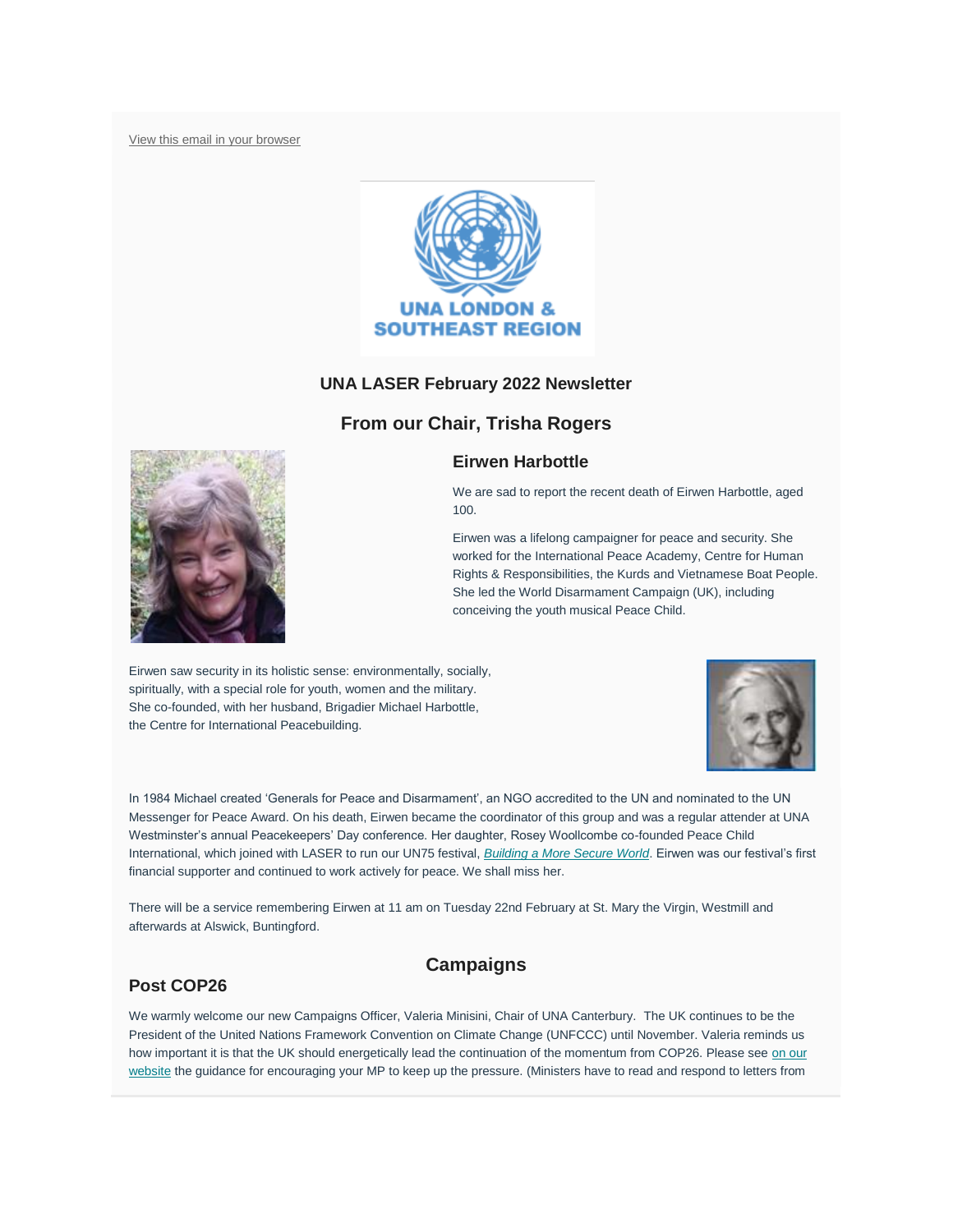View this email in your browser

UNA LONDON & SOUTHEAST REGION

### UNA LASER February 2022 Newsletter

## From our Chair, Trisha Rogers

### Eirwen Harbottle

We are sad to report the recent death of Eirwen Harbottle, aged 100.

Eirwen was a lifelong campaigner for peace and security. She worked for the International Peace Academy, Centre for Human Rights & Responsibilities, the Kurds and Vietnamese Boat People. She led the World Disarmament Campaign (UK), including conceiving the youth musical Peace Child.

Eirwen saw security in its holistic sense: environmentally, socially, spiritually, with a special role for youth, women and the military. She co-founded, with her husband, Brigadier Michael Harbottle, the Centre for International Peacebuilding.

In 1984 Michael created 'Generals for Peace and Disarmament', an NGO accredited to the UN and nominated to the UN Messenger for Peace Award. On his death, Eirwen became the coordinator of this group and was a regular attender at UNA Westminster's annual Peacekeepers' Day conference. Her daughter, Rosey Woollcombe co-founded Peace Child International, which joined with LASER to run our UN75 festival, *Building a More Secure World*. Eirwen was our festival's first financial supporter and continued to work actively for peace. We shall miss her.

There will be a service remembering Eirwen at 11 am on Tuesday 22nd February at St. Mary the Virgin, Westmill and afterwards at Alswick, Buntingford.

## Campaigns

### Post COP26

We warmly welcome our new Campaigns Officer, Valeria Minisini, Chair of UNA Canterbury. The UK continues to be the President of the United Nations Framework Convention on Climate Change (UNFCCC) until November. Valeria reminds us how important it is that the UK should energetically lead the continuation of the momentum from COP26. Please see on our website the guidance for encouraging your MP to keep up the pressure. (Ministers have to read and respond to letters from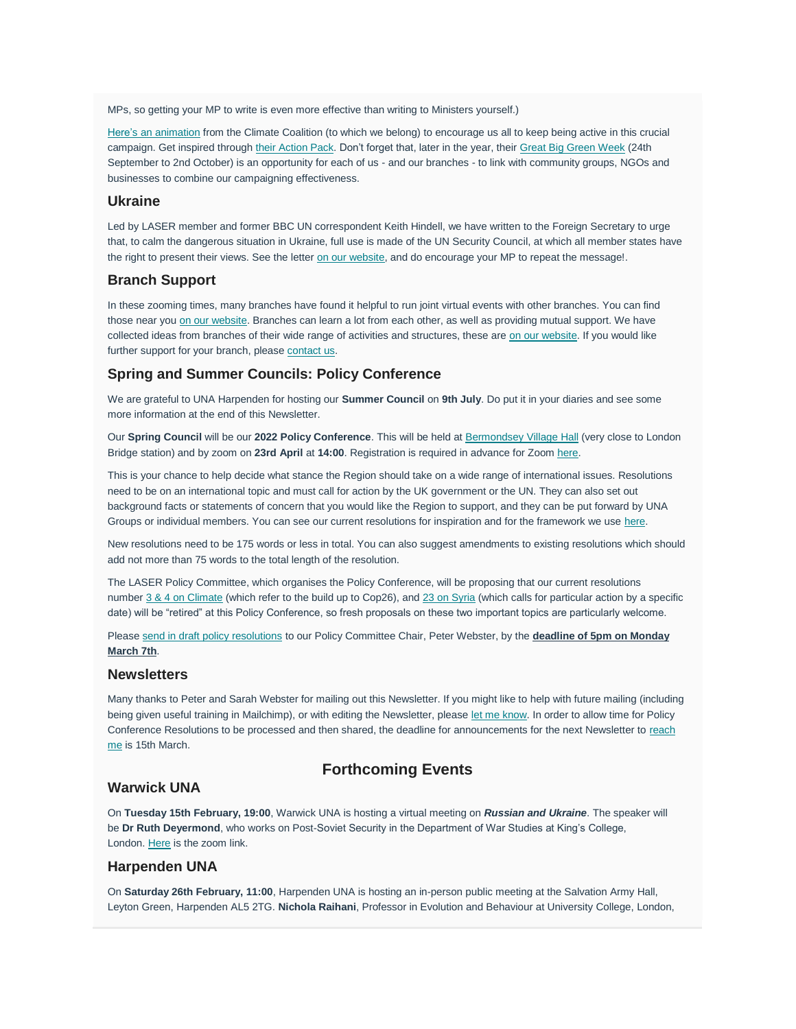MPs, so getting your MP to write is even more effective than writing to Ministers yourself.)

Here's an animation from the Climate Coalition (to which we belong) to encourage us all to keep being active in this crucial campaign. Get inspired through their Action Pack. Don't forget that, later in the year, their Great Big Green Week (24th September to 2nd October) is an opportunity for each of us - and our branches - to link with community groups, NGOs and businesses to combine our campaigning effectiveness.

### Ukraine

Led by LASER member and former BBC UN correspondent Keith Hindell, we have written to the Foreign Secretary to urge that, to calm the dangerous situation in Ukraine, full use is made of the UN Security Council, at which all member states have the right to present their views. See the letter on our website, and do encourage your MP to repeat the message!.

### Branch Support

In these zooming times, many branches have found it helpful to run joint virtual events with other branches. You can find those near you on our website. Branches can learn a lot from each other, as well as providing mutual support. We have collected ideas from branches of their wide range of activities and structures, these are on our website. If you would like further support for your branch, please contact us.

### Spring and Summer Councils: Policy Conference

We are grateful to UNA Harpenden for hosting our **Summer Council** on **9th July**. Do put it in your diaries and see some more information at the end of this Newsletter.

Our **Spring Council** will be our **2022 Policy Conference**. This will be held at Bermondsey Village Hall (very close to London Bridge station) and by zoom on **23rd April** at **14:00**. Registration is required in advance for Zoom here.

This is your chance to help decide what stance the Region should take on a wide range of international issues. Resolutions need to be on an international topic and must call for action by the UK government or the UN. They can also set out background facts or statements of concern that you would like the Region to support, and they can be put forward by UNA Groups or individual members. You can see our current resolutions for inspiration and for the framework we use here.

New resolutions need to be 175 words or less in total. You can also suggest amendments to existing resolutions which should add not more than 75 words to the total length of the resolution.

The LASER Policy Committee, which organises the Policy Conference, will be proposing that our current resolutions number 3 & 4 on Climate (which refer to the build up to Cop26), and 23 on Syria (which calls for particular action by a specific date) will be "retired" at this Policy Conference, so fresh proposals on these two important topics are particularly welcome.

Please send in draft policy resolutions to our Policy Committee Chair, Peter Webster, by the **deadline of 5pm on Monday March 7th**.

### Newsletters

Many thanks to Peter and Sarah Webster for mailing out this Newsletter. If you might like to help with future mailing (including being given useful training in Mailchimp), or with editing the Newsletter, please let me know. In order to allow time for Policy Conference Resolutions to be processed and then shared, the deadline for announcements for the next Newsletter to reach me is 15th March.

## Forthcoming Events

### Warwick UNA

On **Tuesday 15th February, 19:00**, Warwick UNA is hosting a virtual meeting on ***Russian and Ukraine***. The speaker will be **Dr Ruth Deyermond**, who works on Post-Soviet Security in the Department of War Studies at King's College, London. Here is the zoom link.

### Harpenden UNA

On **Saturday 26th February, 11:00**, Harpenden UNA is hosting an in-person public meeting at the Salvation Army Hall, Leyton Green, Harpenden AL5 2TG. **Nichola Raihani**, Professor in Evolution and Behaviour at University College, London,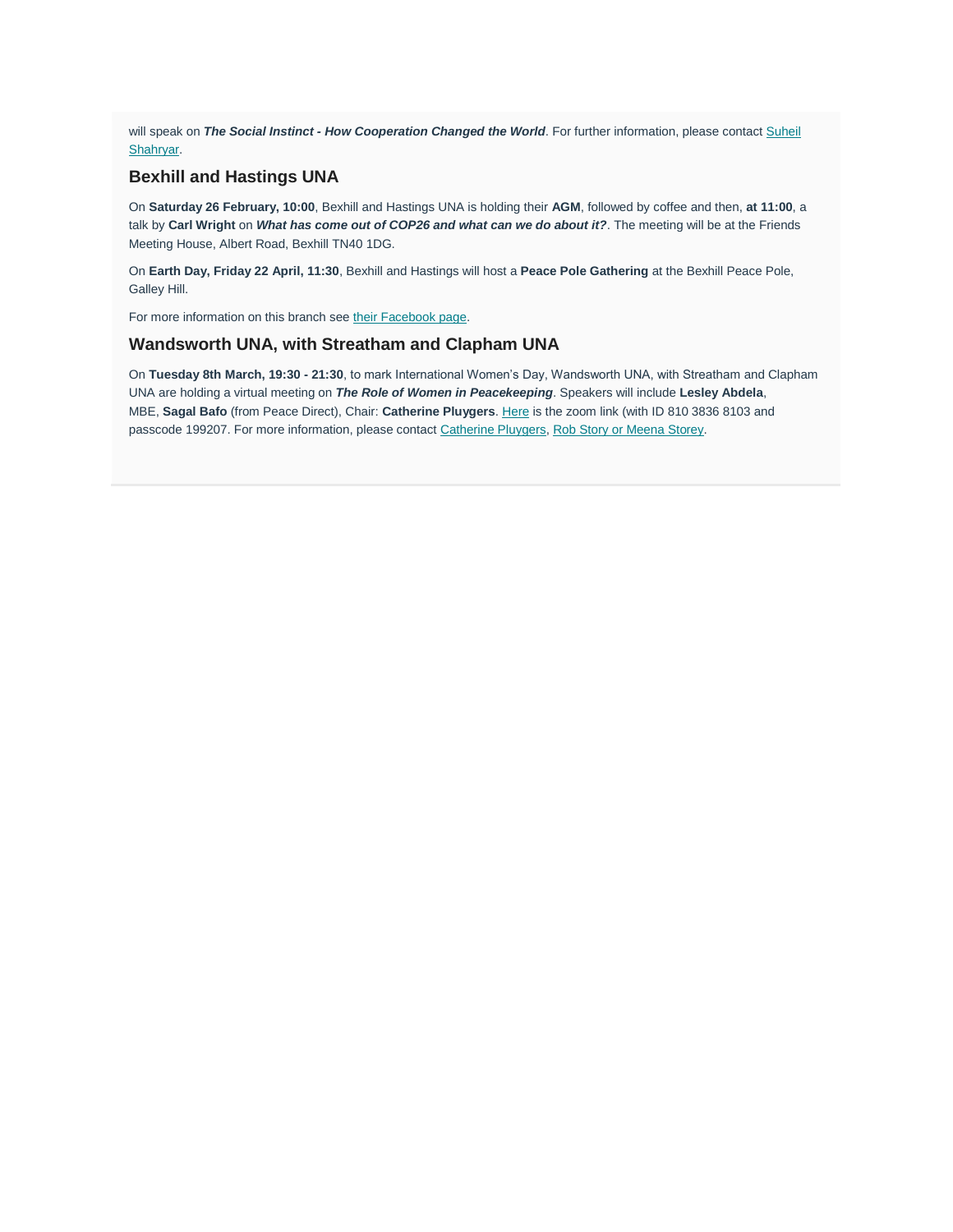will speak on ***The Social Instinct - How Cooperation Changed the World***. For further information, please contact Suheil Shahryar.

## Bexhill and Hastings UNA

On **Saturday 26 February, 10:00**, Bexhill and Hastings UNA is holding their **AGM**, followed by coffee and then, **at 11:00**, a talk by **Carl Wright** on ***What has come out of COP26 and what can we do about it?***. The meeting will be at the Friends Meeting House, Albert Road, Bexhill TN40 1DG.

On **Earth Day, Friday 22 April, 11:30**, Bexhill and Hastings will host a **Peace Pole Gathering** at the Bexhill Peace Pole, Galley Hill.

For more information on this branch see their Facebook page.

## Wandsworth UNA, with Streatham and Clapham UNA

On **Tuesday 8th March, 19:30 - 21:30**, to mark International Women's Day, Wandsworth UNA, with Streatham and Clapham UNA are holding a virtual meeting on ***The Role of Women in Peacekeeping***. Speakers will include **Lesley Abdela**, MBE, **Sagal Bafo** (from Peace Direct), Chair: **Catherine Pluygers**. Here is the zoom link (with ID 810 3836 8103 and passcode 199207. For more information, please contact Catherine Pluygers, Rob Story or Meena Storey.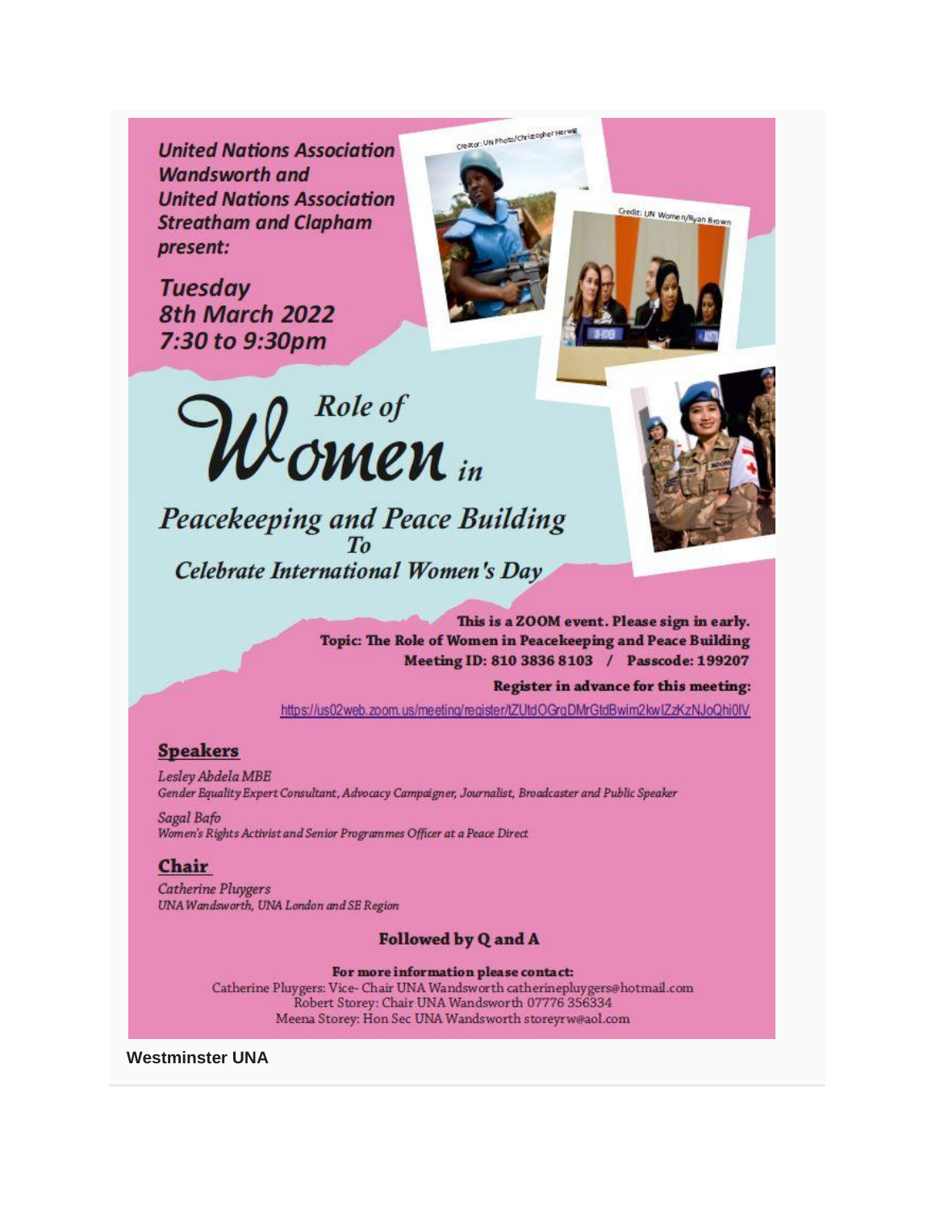**United Nations Association Wandsworth and United Nations Association Streatham and Clapham present:**

***Tuesday 8th March 2022 7:30 to 9:30pm***

*Creator: UN Photo/Christopher Herwig*

*Credit: UN Women/Ryan Brown*

# *Role of Women in Peacekeeping and Peace Building*

*To*

*Celebrate International Women's Day*

**This is a ZOOM event. Please sign in early.**
**Topic: The Role of Women in Peacekeeping and Peace Building**
**Meeting ID: 810 3836 8103 / Passcode: 199207**

**Register in advance for this meeting:**

https://us02web.zoom.us/meeting/register/tZUtdOGrqDMrGtdBwim2kwIZzKzNJoQhi0lV

## Speakers

*Lesley Abdela MBE*
*Gender Equality Expert Consultant, Advocacy Campaigner, Journalist, Broadcaster and Public Speaker*

*Sagal Bafo*
*Women's Rights Activist and Senior Programmes Officer at a Peace Direct*

## Chair

*Catherine Pluygers*
*UNA Wandsworth, UNA London and SE Region*

**Followed by Q and A**

**For more information please contact:**
Catherine Pluygers: Vice- Chair UNA Wandsworth catherinepluygers@hotmail.com
Robert Storey: Chair UNA Wandsworth 07776 356334
Meena Storey: Hon Sec UNA Wandsworth storeyrw@aol.com

**Westminster UNA**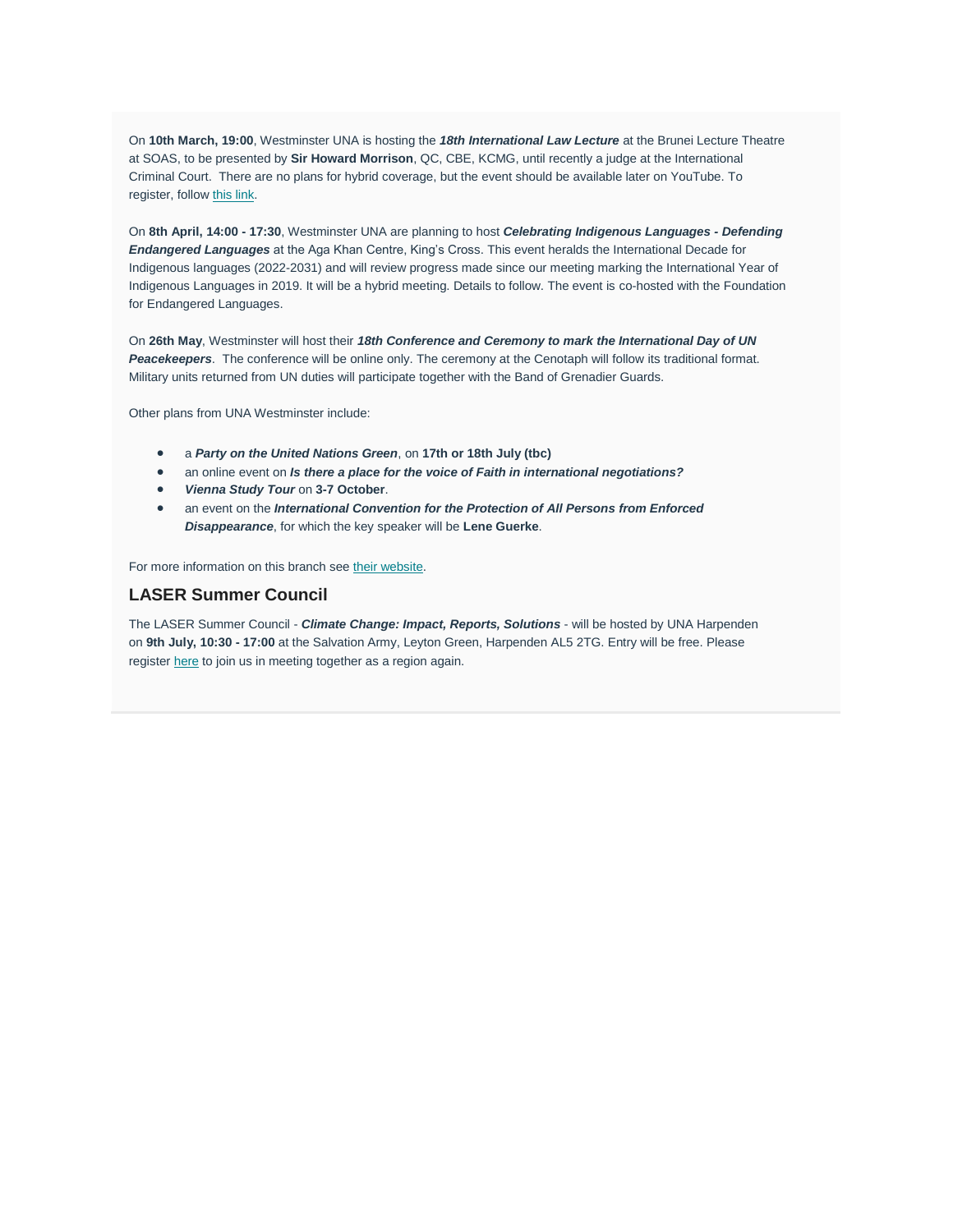On **10th March, 19:00**, Westminster UNA is hosting the ***18th International Law Lecture*** at the Brunei Lecture Theatre at SOAS, to be presented by **Sir Howard Morrison**, QC, CBE, KCMG, until recently a judge at the International Criminal Court.  There are no plans for hybrid coverage, but the event should be available later on YouTube. To register, follow this link.

On **8th April, 14:00 - 17:30**, Westminster UNA are planning to host ***Celebrating Indigenous Languages - Defending Endangered Languages*** at the Aga Khan Centre, King's Cross. This event heralds the International Decade for Indigenous languages (2022-2031) and will review progress made since our meeting marking the International Year of Indigenous Languages in 2019. It will be a hybrid meeting. Details to follow. The event is co-hosted with the Foundation for Endangered Languages.

On **26th May**, Westminster will host their ***18th Conference and Ceremony to mark the International Day of UN Peacekeepers***.  The conference will be online only. The ceremony at the Cenotaph will follow its traditional format. Military units returned from UN duties will participate together with the Band of Grenadier Guards.

Other plans from UNA Westminster include:

- a ***Party on the United Nations Green***, on **17th or 18th July (tbc)**
- an online event on ***Is there a place for the voice of Faith in international negotiations?***
- ***Vienna Study Tour*** on **3-7 October**.
- an event on the ***International Convention for the Protection of All Persons from Enforced Disappearance***, for which the key speaker will be **Lene Guerke**.

For more information on this branch see their website.

## LASER Summer Council

The LASER Summer Council - ***Climate Change: Impact, Reports, Solutions*** - will be hosted by UNA Harpenden on **9th July, 10:30 - 17:00** at the Salvation Army, Leyton Green, Harpenden AL5 2TG. Entry will be free. Please register here to join us in meeting together as a region again.